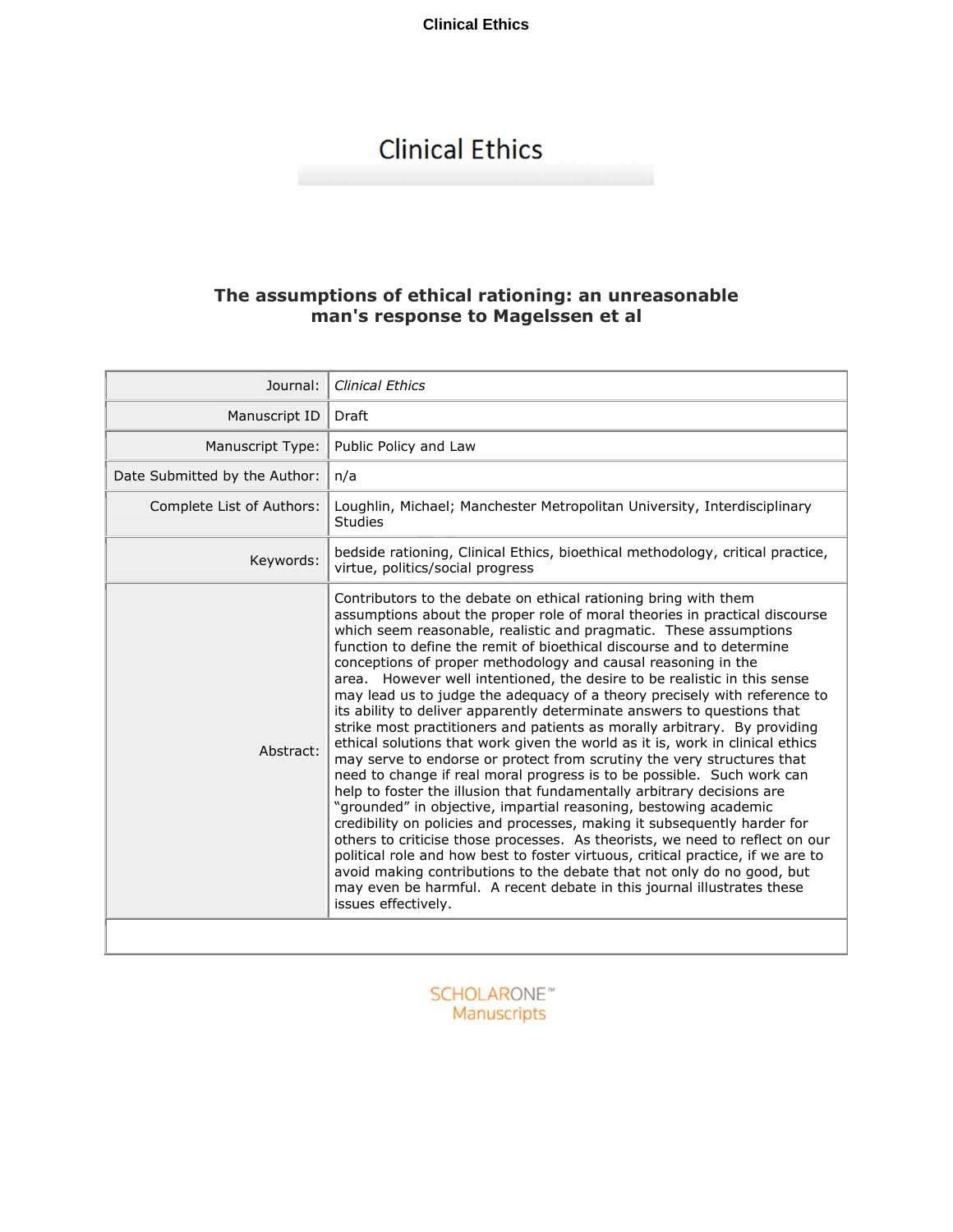# The assumptions of ethical rationing: an unreasonable man's response to Magelssen et al

| | |
|---|---|
| Journal: | *Clinical Ethics* |
| Manuscript ID | Draft |
| Manuscript Type: | Public Policy and Law |
| Date Submitted by the Author: | n/a |
| Complete List of Authors: | Loughlin, Michael; Manchester Metropolitan University, Interdisciplinary Studies |
| Keywords: | bedside rationing, Clinical Ethics, bioethical methodology, critical practice, virtue, politics/social progress |
| Abstract: | Contributors to the debate on ethical rationing bring with them assumptions about the proper role of moral theories in practical discourse which seem reasonable, realistic and pragmatic. These assumptions function to define the remit of bioethical discourse and to determine conceptions of proper methodology and causal reasoning in the area. However well intentioned, the desire to be realistic in this sense may lead us to judge the adequacy of a theory precisely with reference to its ability to deliver apparently determinate answers to questions that strike most practitioners and patients as morally arbitrary. By providing ethical solutions that work given the world as it is, work in clinical ethics may serve to endorse or protect from scrutiny the very structures that need to change if real moral progress is to be possible. Such work can help to foster the illusion that fundamentally arbitrary decisions are "grounded" in objective, impartial reasoning, bestowing academic credibility on policies and processes, making it subsequently harder for others to criticise those processes. As theorists, we need to reflect on our political role and how best to foster virtuous, critical practice, if we are to avoid making contributions to the debate that not only do no good, but may even be harmful. A recent debate in this journal illustrates these issues effectively. |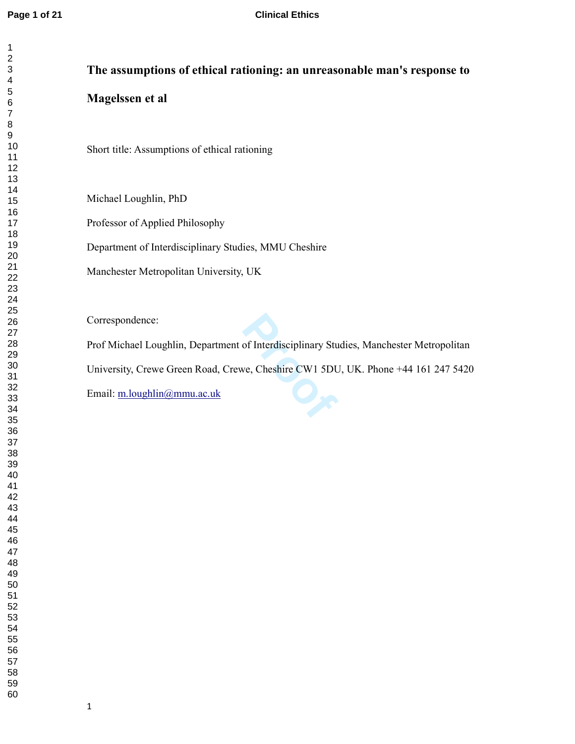# The assumptions of ethical rationing: an unreasonable man's response to Magelssen et al

Short title: Assumptions of ethical rationing

Michael Loughlin, PhD

Professor of Applied Philosophy

Department of Interdisciplinary Studies, MMU Cheshire

Manchester Metropolitan University, UK

Correspondence:

Prof Michael Loughlin, Department of Interdisciplinary Studies, Manchester Metropolitan University, Crewe Green Road, Crewe, Cheshire CW1 5DU, UK. Phone +44 161 247 5420

Email: m.loughlin@mmu.ac.uk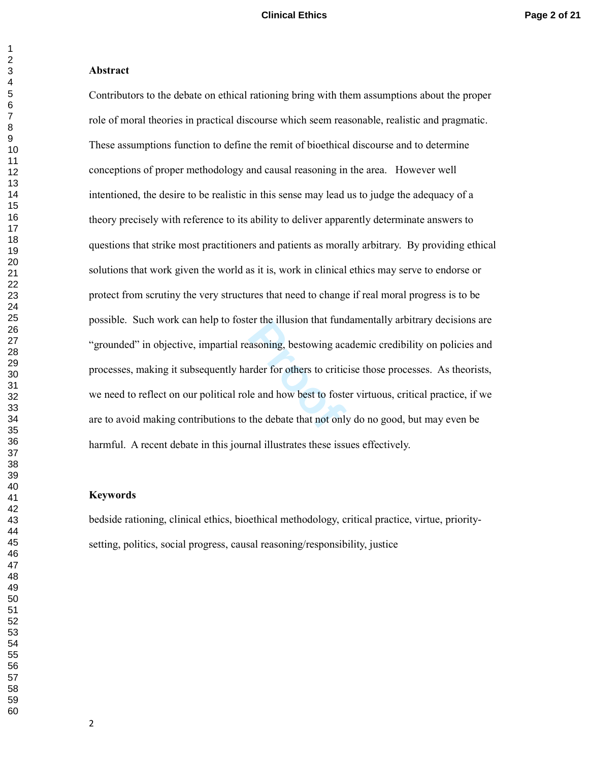**Abstract**

Contributors to the debate on ethical rationing bring with them assumptions about the proper role of moral theories in practical discourse which seem reasonable, realistic and pragmatic. These assumptions function to define the remit of bioethical discourse and to determine conceptions of proper methodology and causal reasoning in the area. However well intentioned, the desire to be realistic in this sense may lead us to judge the adequacy of a theory precisely with reference to its ability to deliver apparently determinate answers to questions that strike most practitioners and patients as morally arbitrary. By providing ethical solutions that work given the world as it is, work in clinical ethics may serve to endorse or protect from scrutiny the very structures that need to change if real moral progress is to be possible. Such work can help to foster the illusion that fundamentally arbitrary decisions are "grounded" in objective, impartial reasoning, bestowing academic credibility on policies and processes, making it subsequently harder for others to criticise those processes. As theorists, we need to reflect on our political role and how best to foster virtuous, critical practice, if we are to avoid making contributions to the debate that not only do no good, but may even be harmful. A recent debate in this journal illustrates these issues effectively.

**Keywords**

bedside rationing, clinical ethics, bioethical methodology, critical practice, virtue, priority-setting, politics, social progress, causal reasoning/responsibility, justice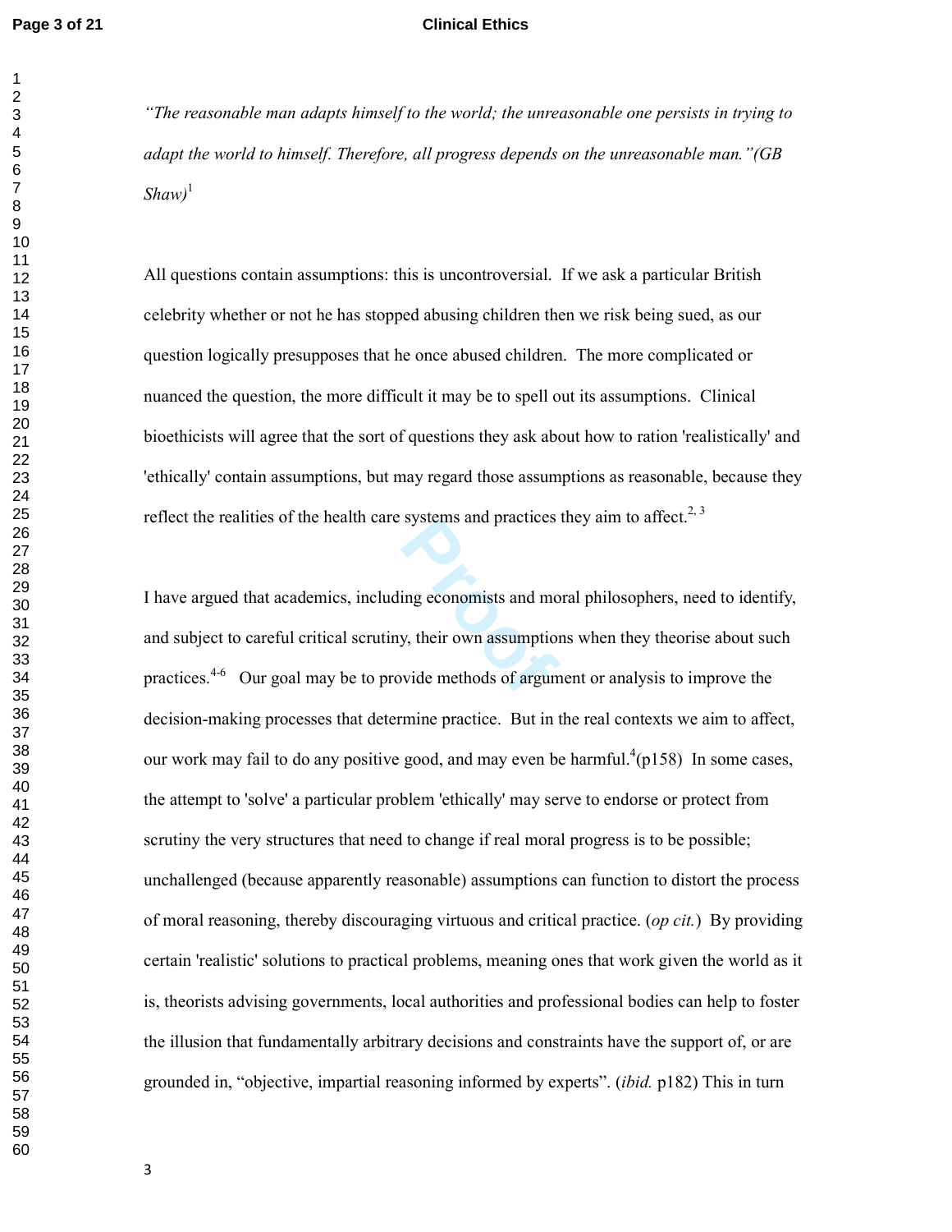*"The reasonable man adapts himself to the world; the unreasonable one persists in trying to adapt the world to himself. Therefore, all progress depends on the unreasonable man."(GB Shaw)*[1]

All questions contain assumptions: this is uncontroversial. If we ask a particular British celebrity whether or not he has stopped abusing children then we risk being sued, as our question logically presupposes that he once abused children. The more complicated or nuanced the question, the more difficult it may be to spell out its assumptions. Clinical bioethicists will agree that the sort of questions they ask about how to ration 'realistically' and 'ethically' contain assumptions, but may regard those assumptions as reasonable, because they reflect the realities of the health care systems and practices they aim to affect.[2, 3]

I have argued that academics, including economists and moral philosophers, need to identify, and subject to careful critical scrutiny, their own assumptions when they theorise about such practices.[4-6] Our goal may be to provide methods of argument or analysis to improve the decision-making processes that determine practice. But in the real contexts we aim to affect, our work may fail to do any positive good, and may even be harmful.[4](p158) In some cases, the attempt to 'solve' a particular problem 'ethically' may serve to endorse or protect from scrutiny the very structures that need to change if real moral progress is to be possible; unchallenged (because apparently reasonable) assumptions can function to distort the process of moral reasoning, thereby discouraging virtuous and critical practice. (*op cit.*) By providing certain 'realistic' solutions to practical problems, meaning ones that work given the world as it is, theorists advising governments, local authorities and professional bodies can help to foster the illusion that fundamentally arbitrary decisions and constraints have the support of, or are grounded in, "objective, impartial reasoning informed by experts". (*ibid.* p182) This in turn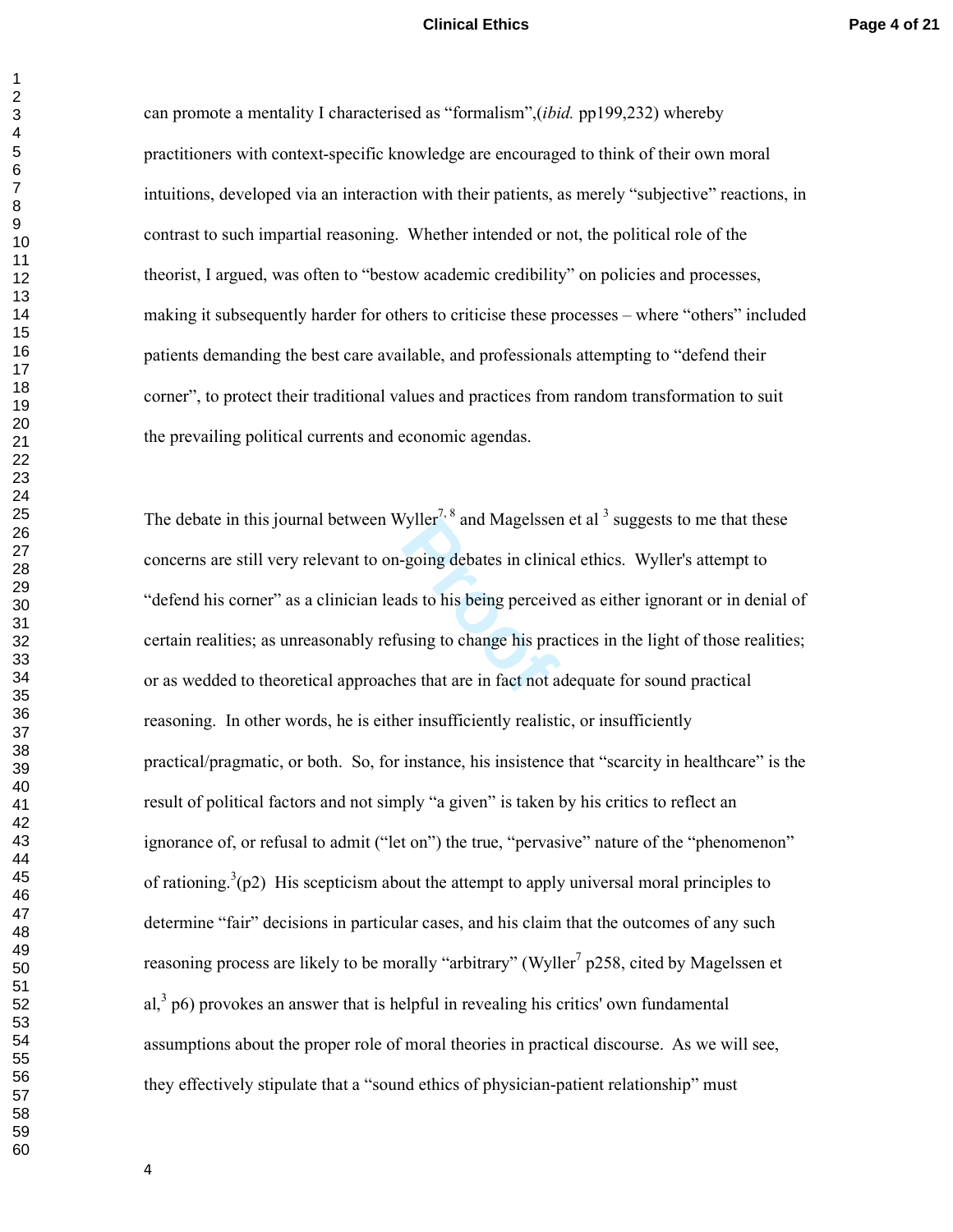can promote a mentality I characterised as "formalism",(*ibid.* pp199,232) whereby practitioners with context-specific knowledge are encouraged to think of their own moral intuitions, developed via an interaction with their patients, as merely "subjective" reactions, in contrast to such impartial reasoning. Whether intended or not, the political role of the theorist, I argued, was often to "bestow academic credibility" on policies and processes, making it subsequently harder for others to criticise these processes – where "others" included patients demanding the best care available, and professionals attempting to "defend their corner", to protect their traditional values and practices from random transformation to suit the prevailing political currents and economic agendas.

The debate in this journal between Wyller[7, 8] and Magelssen et al [3] suggests to me that these concerns are still very relevant to on-going debates in clinical ethics. Wyller's attempt to "defend his corner" as a clinician leads to his being perceived as either ignorant or in denial of certain realities; as unreasonably refusing to change his practices in the light of those realities; or as wedded to theoretical approaches that are in fact not adequate for sound practical reasoning. In other words, he is either insufficiently realistic, or insufficiently practical/pragmatic, or both. So, for instance, his insistence that "scarcity in healthcare" is the result of political factors and not simply "a given" is taken by his critics to reflect an ignorance of, or refusal to admit ("let on") the true, "pervasive" nature of the "phenomenon" of rationing.[3](p2) His scepticism about the attempt to apply universal moral principles to determine "fair" decisions in particular cases, and his claim that the outcomes of any such reasoning process are likely to be morally "arbitrary" (Wyller[7] p258, cited by Magelssen et al,[3] p6) provokes an answer that is helpful in revealing his critics' own fundamental assumptions about the proper role of moral theories in practical discourse. As we will see, they effectively stipulate that a "sound ethics of physician-patient relationship" must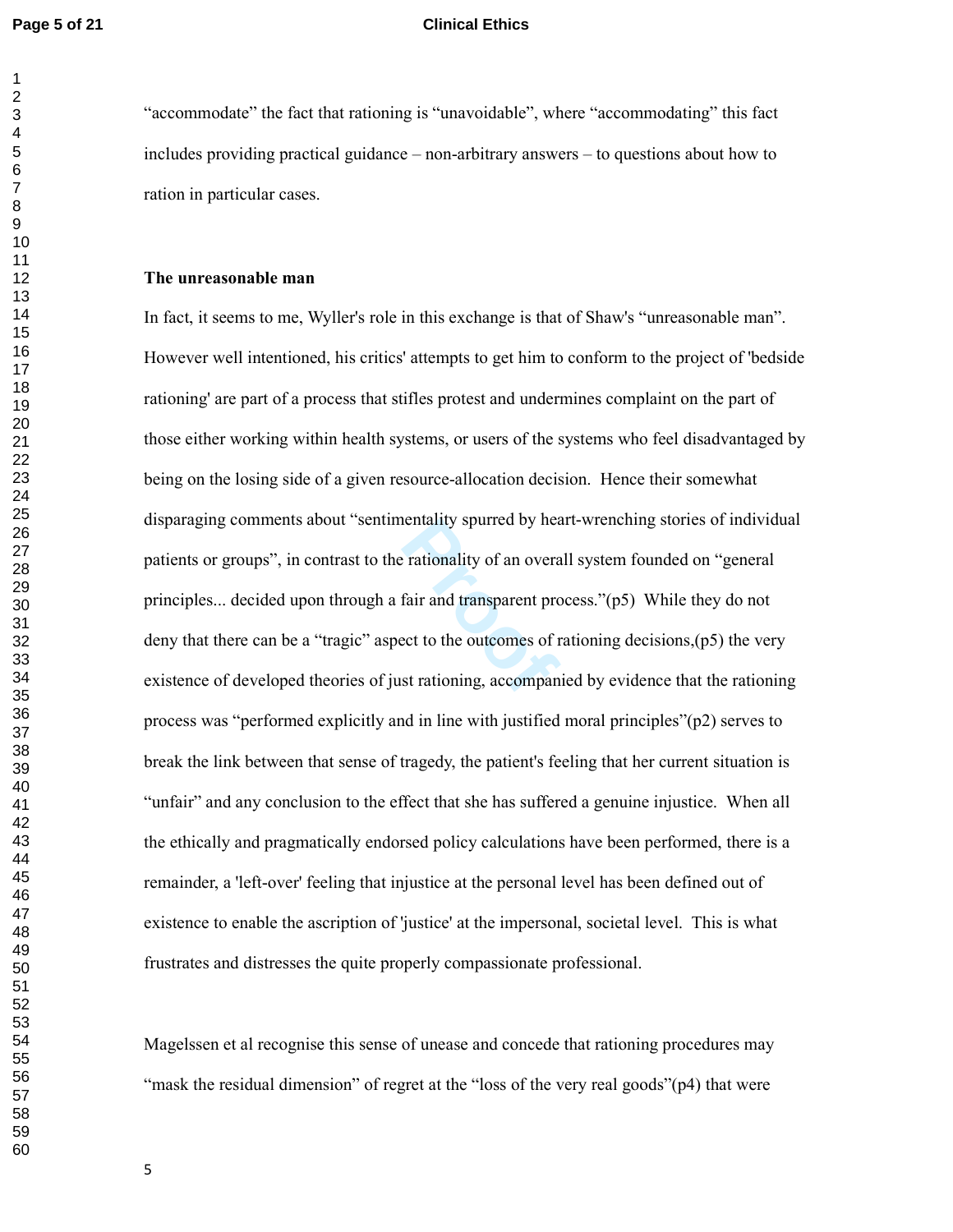"accommodate" the fact that rationing is "unavoidable", where "accommodating" this fact includes providing practical guidance – non-arbitrary answers – to questions about how to ration in particular cases.

**The unreasonable man**

In fact, it seems to me, Wyller's role in this exchange is that of Shaw's "unreasonable man". However well intentioned, his critics' attempts to get him to conform to the project of 'bedside rationing' are part of a process that stifles protest and undermines complaint on the part of those either working within health systems, or users of the systems who feel disadvantaged by being on the losing side of a given resource-allocation decision. Hence their somewhat disparaging comments about "sentimentality spurred by heart-wrenching stories of individual patients or groups", in contrast to the rationality of an overall system founded on "general principles... decided upon through a fair and transparent process."(p5) While they do not deny that there can be a "tragic" aspect to the outcomes of rationing decisions,(p5) the very existence of developed theories of just rationing, accompanied by evidence that the rationing process was "performed explicitly and in line with justified moral principles"(p2) serves to break the link between that sense of tragedy, the patient's feeling that her current situation is "unfair" and any conclusion to the effect that she has suffered a genuine injustice. When all the ethically and pragmatically endorsed policy calculations have been performed, there is a remainder, a 'left-over' feeling that injustice at the personal level has been defined out of existence to enable the ascription of 'justice' at the impersonal, societal level. This is what frustrates and distresses the quite properly compassionate professional.

Magelssen et al recognise this sense of unease and concede that rationing procedures may "mask the residual dimension" of regret at the "loss of the very real goods"(p4) that were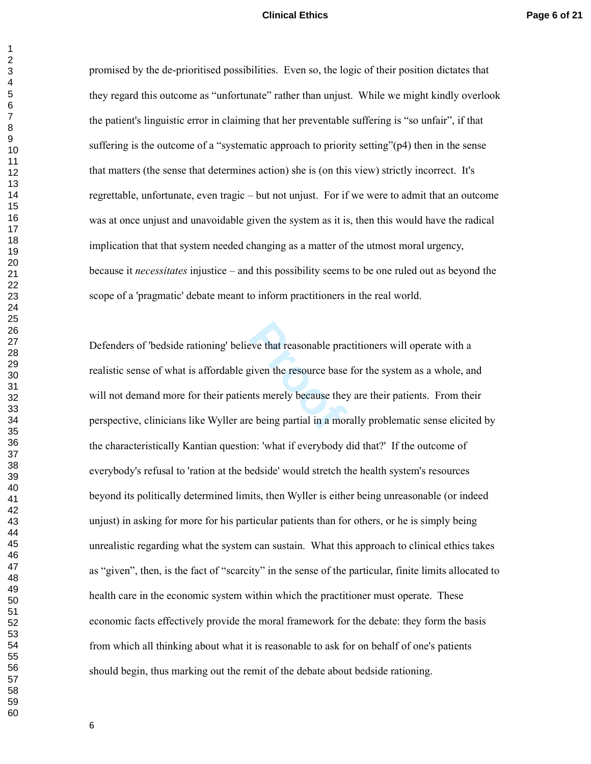promised by the de-prioritised possibilities. Even so, the logic of their position dictates that they regard this outcome as "unfortunate" rather than unjust. While we might kindly overlook the patient's linguistic error in claiming that her preventable suffering is "so unfair", if that suffering is the outcome of a "systematic approach to priority setting"(p4) then in the sense that matters (the sense that determines action) she is (on this view) strictly incorrect. It's regrettable, unfortunate, even tragic – but not unjust. For if we were to admit that an outcome was at once unjust and unavoidable given the system as it is, then this would have the radical implication that that system needed changing as a matter of the utmost moral urgency, because it *necessitates* injustice – and this possibility seems to be one ruled out as beyond the scope of a 'pragmatic' debate meant to inform practitioners in the real world.

Defenders of 'bedside rationing' believe that reasonable practitioners will operate with a realistic sense of what is affordable given the resource base for the system as a whole, and will not demand more for their patients merely because they are their patients. From their perspective, clinicians like Wyller are being partial in a morally problematic sense elicited by the characteristically Kantian question: 'what if everybody did that?' If the outcome of everybody's refusal to 'ration at the bedside' would stretch the health system's resources beyond its politically determined limits, then Wyller is either being unreasonable (or indeed unjust) in asking for more for his particular patients than for others, or he is simply being unrealistic regarding what the system can sustain. What this approach to clinical ethics takes as "given", then, is the fact of "scarcity" in the sense of the particular, finite limits allocated to health care in the economic system within which the practitioner must operate. These economic facts effectively provide the moral framework for the debate: they form the basis from which all thinking about what it is reasonable to ask for on behalf of one's patients should begin, thus marking out the remit of the debate about bedside rationing.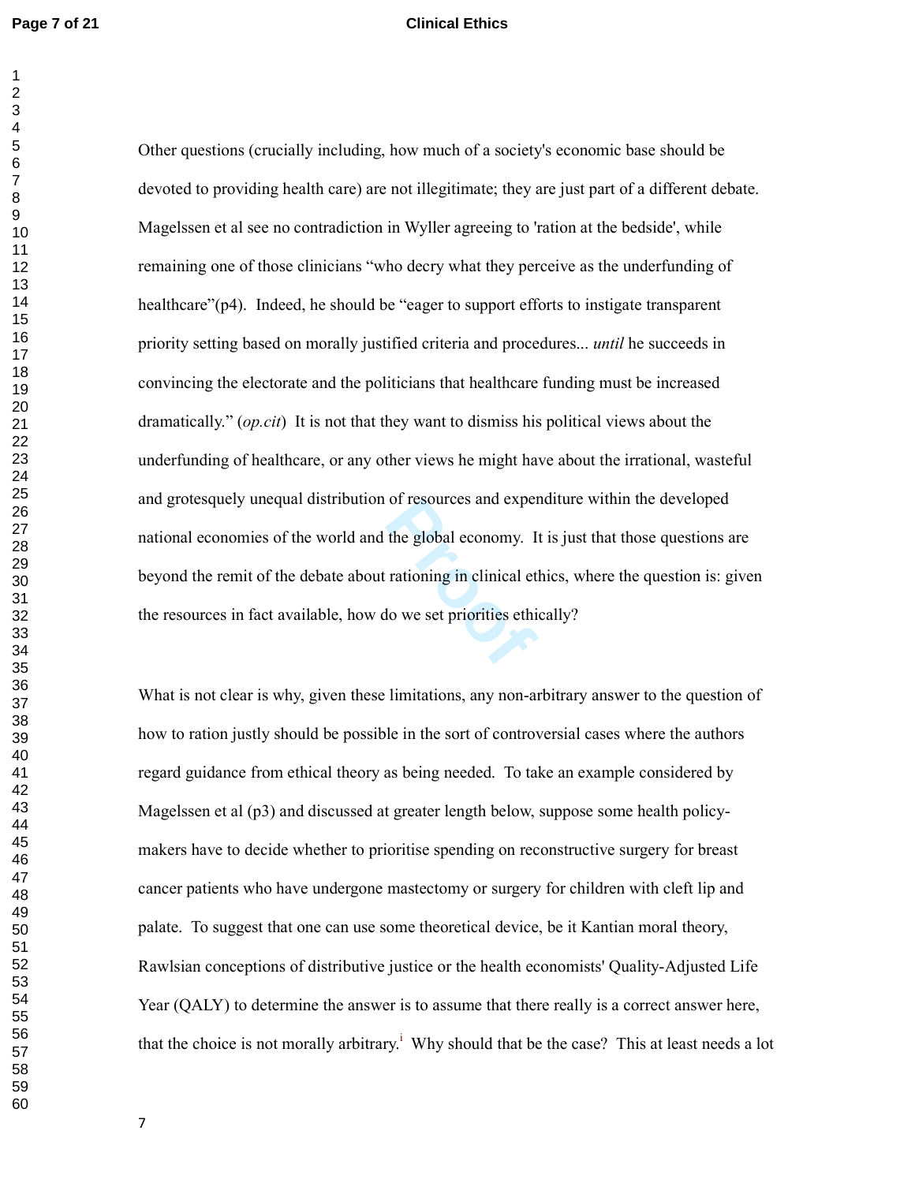Other questions (crucially including, how much of a society's economic base should be devoted to providing health care) are not illegitimate; they are just part of a different debate. Magelssen et al see no contradiction in Wyller agreeing to 'ration at the bedside', while remaining one of those clinicians "who decry what they perceive as the underfunding of healthcare"(p4). Indeed, he should be "eager to support efforts to instigate transparent priority setting based on morally justified criteria and procedures... *until* he succeeds in convincing the electorate and the politicians that healthcare funding must be increased dramatically." (*op.cit*) It is not that they want to dismiss his political views about the underfunding of healthcare, or any other views he might have about the irrational, wasteful and grotesquely unequal distribution of resources and expenditure within the developed national economies of the world and the global economy. It is just that those questions are beyond the remit of the debate about rationing in clinical ethics, where the question is: given the resources in fact available, how do we set priorities ethically?

What is not clear is why, given these limitations, any non-arbitrary answer to the question of how to ration justly should be possible in the sort of controversial cases where the authors regard guidance from ethical theory as being needed. To take an example considered by Magelssen et al (p3) and discussed at greater length below, suppose some health policy-makers have to decide whether to prioritise spending on reconstructive surgery for breast cancer patients who have undergone mastectomy or surgery for children with cleft lip and palate. To suggest that one can use some theoretical device, be it Kantian moral theory, Rawlsian conceptions of distributive justice or the health economists' Quality-Adjusted Life Year (QALY) to determine the answer is to assume that there really is a correct answer here, that the choice is not morally arbitrary.[i] Why should that be the case? This at least needs a lot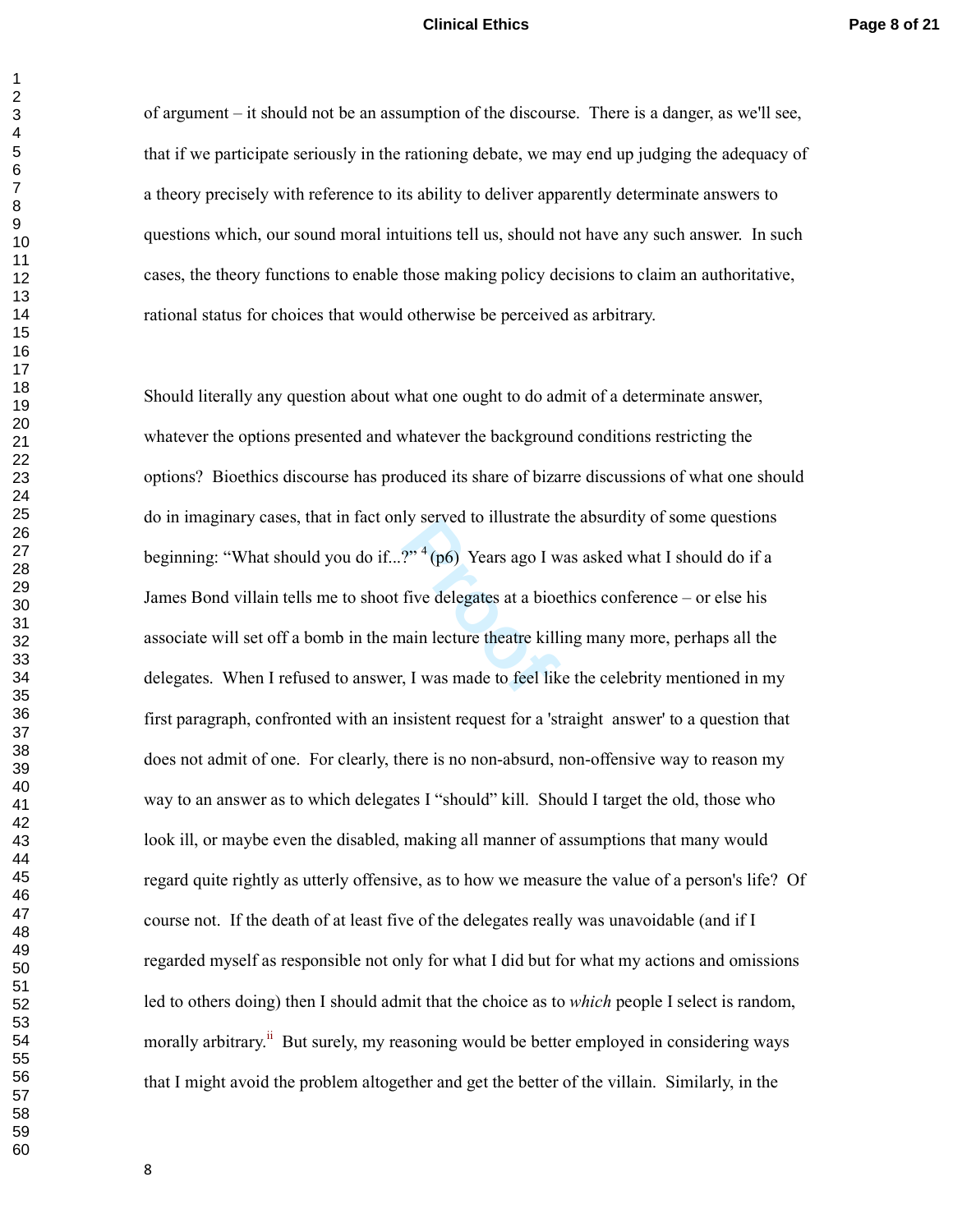of argument – it should not be an assumption of the discourse.  There is a danger, as we'll see, that if we participate seriously in the rationing debate, we may end up judging the adequacy of a theory precisely with reference to its ability to deliver apparently determinate answers to questions which, our sound moral intuitions tell us, should not have any such answer.  In such cases, the theory functions to enable those making policy decisions to claim an authoritative, rational status for choices that would otherwise be perceived as arbitrary.

Should literally any question about what one ought to do admit of a determinate answer, whatever the options presented and whatever the background conditions restricting the options?  Bioethics discourse has produced its share of bizarre discussions of what one should do in imaginary cases, that in fact only served to illustrate the absurdity of some questions beginning: "What should you do if...?"[4] (p6)  Years ago I was asked what I should do if a James Bond villain tells me to shoot five delegates at a bioethics conference – or else his associate will set off a bomb in the main lecture theatre killing many more, perhaps all the delegates.  When I refused to answer, I was made to feel like the celebrity mentioned in my first paragraph, confronted with an insistent request for a 'straight  answer' to a question that does not admit of one.  For clearly, there is no non-absurd, non-offensive way to reason my way to an answer as to which delegates I "should" kill.  Should I target the old, those who look ill, or maybe even the disabled, making all manner of assumptions that many would regard quite rightly as utterly offensive, as to how we measure the value of a person's life?  Of course not.  If the death of at least five of the delegates really was unavoidable (and if I regarded myself as responsible not only for what I did but for what my actions and omissions led to others doing) then I should admit that the choice as to *which* people I select is random, morally arbitrary.[ii]  But surely, my reasoning would be better employed in considering ways that I might avoid the problem altogether and get the better of the villain.  Similarly, in the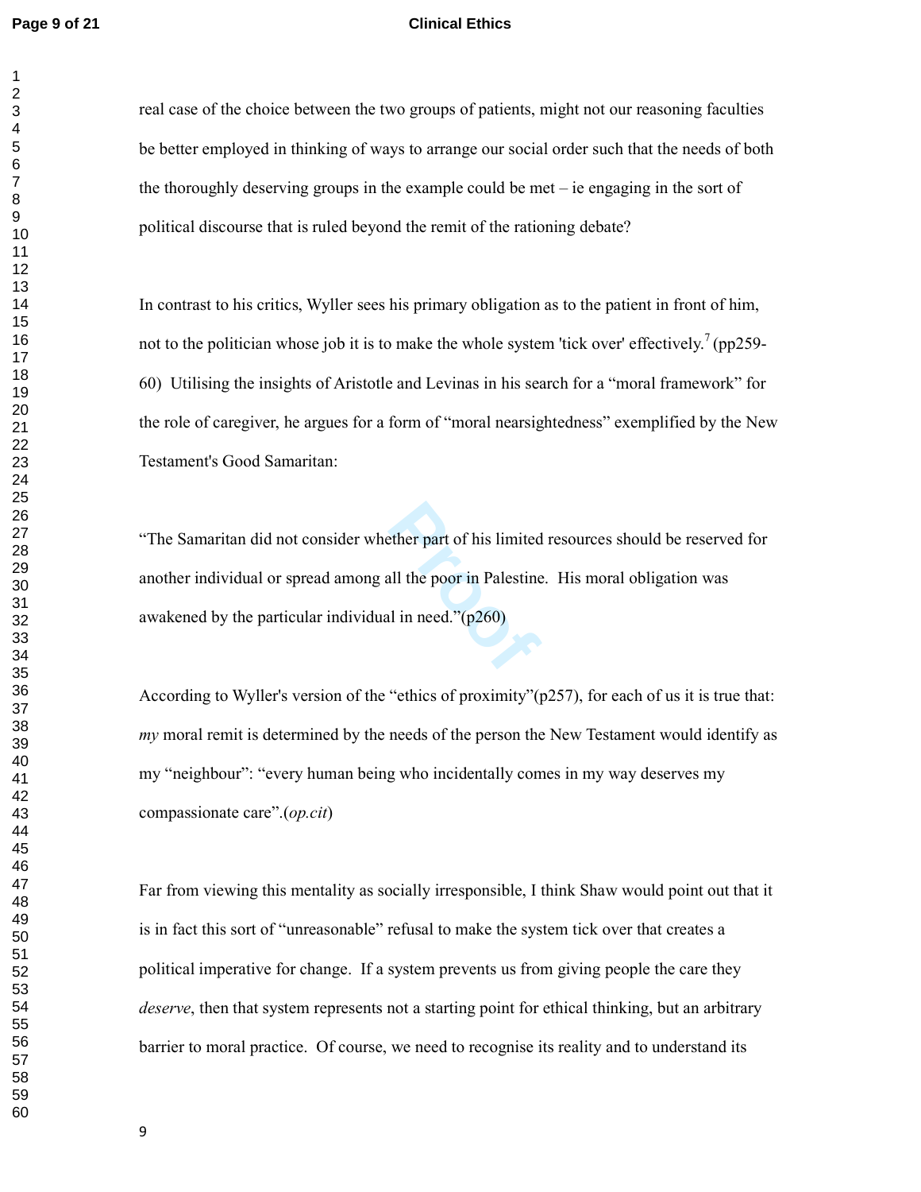real case of the choice between the two groups of patients, might not our reasoning faculties be better employed in thinking of ways to arrange our social order such that the needs of both the thoroughly deserving groups in the example could be met – ie engaging in the sort of political discourse that is ruled beyond the remit of the rationing debate?

In contrast to his critics, Wyller sees his primary obligation as to the patient in front of him, not to the politician whose job it is to make the whole system 'tick over' effectively.[7] (pp259-60) Utilising the insights of Aristotle and Levinas in his search for a "moral framework" for the role of caregiver, he argues for a form of "moral nearsightedness" exemplified by the New Testament's Good Samaritan:

"The Samaritan did not consider whether part of his limited resources should be reserved for another individual or spread among all the poor in Palestine. His moral obligation was awakened by the particular individual in need."(p260)

According to Wyller's version of the "ethics of proximity"(p257), for each of us it is true that: *my* moral remit is determined by the needs of the person the New Testament would identify as my "neighbour": "every human being who incidentally comes in my way deserves my compassionate care".(*op.cit*)

Far from viewing this mentality as socially irresponsible, I think Shaw would point out that it is in fact this sort of "unreasonable" refusal to make the system tick over that creates a political imperative for change. If a system prevents us from giving people the care they *deserve*, then that system represents not a starting point for ethical thinking, but an arbitrary barrier to moral practice. Of course, we need to recognise its reality and to understand its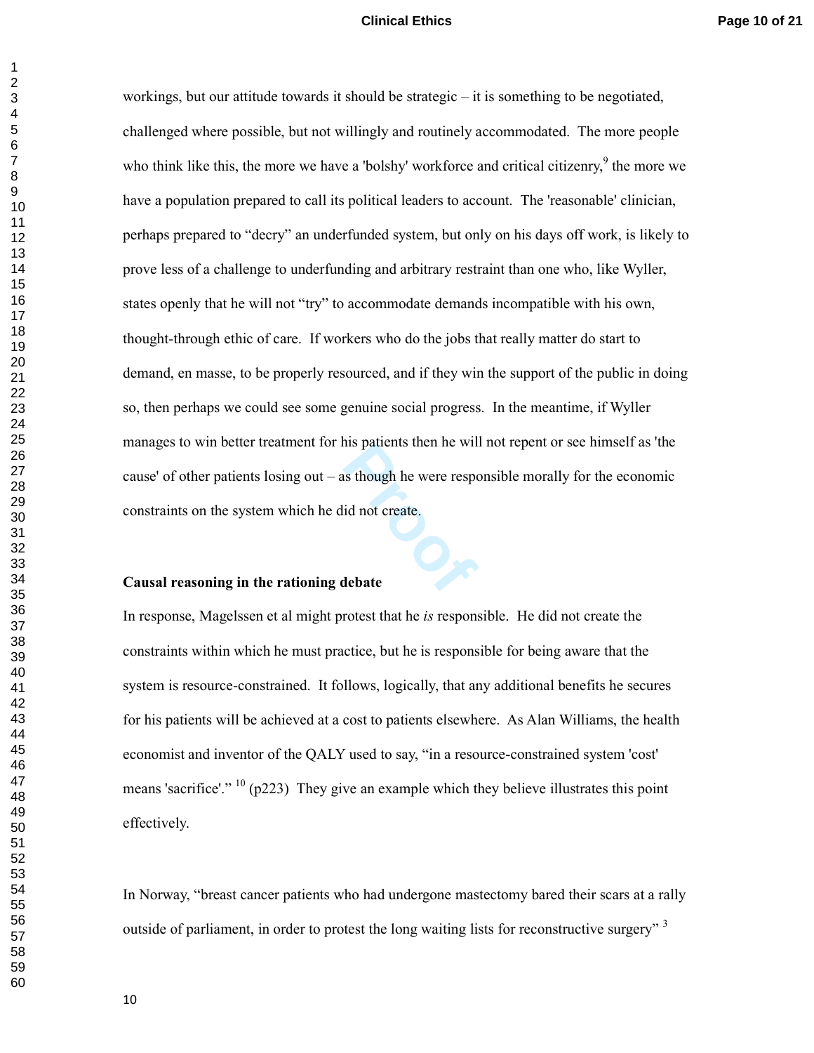workings, but our attitude towards it should be strategic – it is something to be negotiated, challenged where possible, but not willingly and routinely accommodated. The more people who think like this, the more we have a 'bolshy' workforce and critical citizenry,[9] the more we have a population prepared to call its political leaders to account. The 'reasonable' clinician, perhaps prepared to "decry" an underfunded system, but only on his days off work, is likely to prove less of a challenge to underfunding and arbitrary restraint than one who, like Wyller, states openly that he will not "try" to accommodate demands incompatible with his own, thought-through ethic of care. If workers who do the jobs that really matter do start to demand, en masse, to be properly resourced, and if they win the support of the public in doing so, then perhaps we could see some genuine social progress. In the meantime, if Wyller manages to win better treatment for his patients then he will not repent or see himself as 'the cause' of other patients losing out – as though he were responsible morally for the economic constraints on the system which he did not create.

**Causal reasoning in the rationing debate**

In response, Magelssen et al might protest that he *is* responsible. He did not create the constraints within which he must practice, but he is responsible for being aware that the system is resource-constrained. It follows, logically, that any additional benefits he secures for his patients will be achieved at a cost to patients elsewhere. As Alan Williams, the health economist and inventor of the QALY used to say, "in a resource-constrained system 'cost' means 'sacrifice'." [10] (p223) They give an example which they believe illustrates this point effectively.

In Norway, "breast cancer patients who had undergone mastectomy bared their scars at a rally outside of parliament, in order to protest the long waiting lists for reconstructive surgery" [3]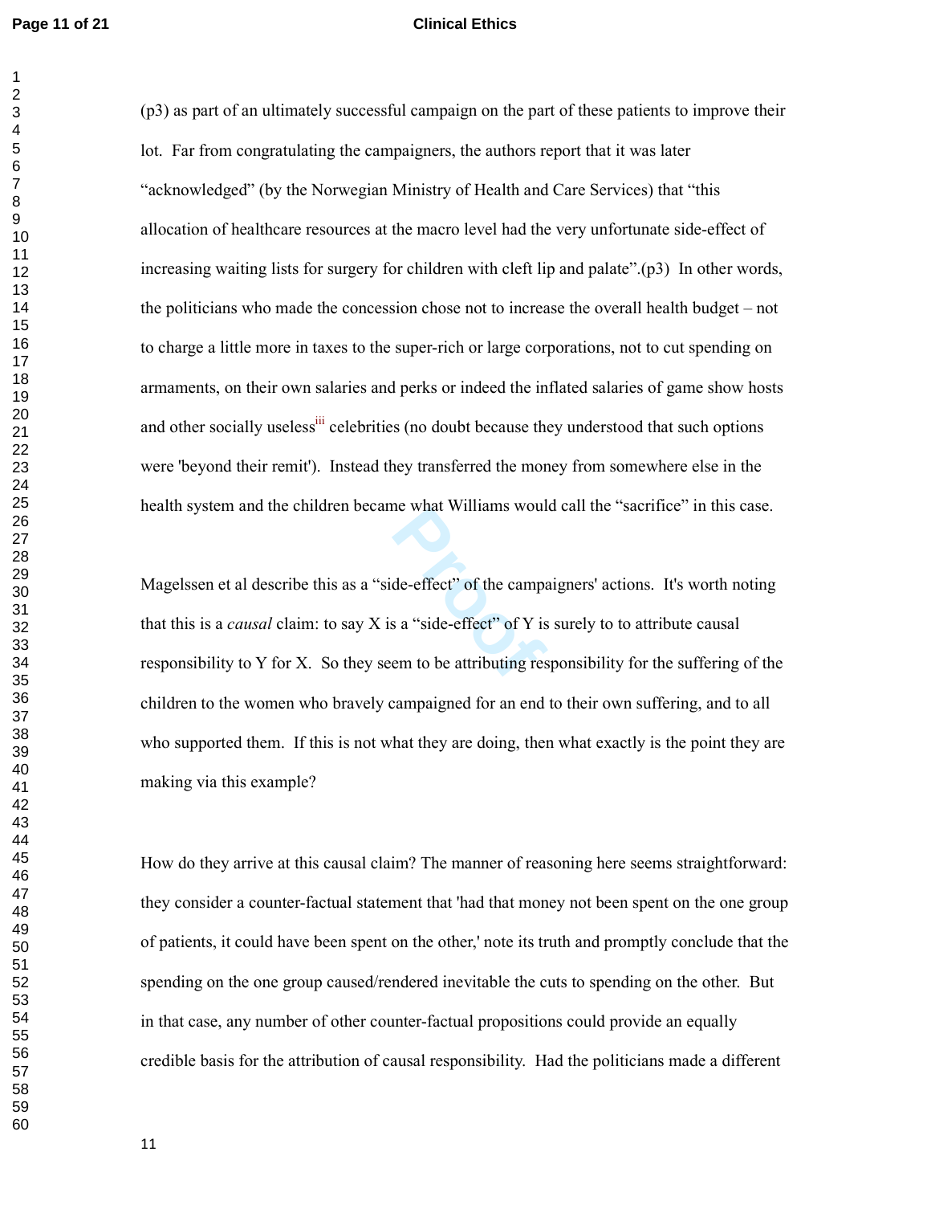(p3) as part of an ultimately successful campaign on the part of these patients to improve their lot. Far from congratulating the campaigners, the authors report that it was later "acknowledged" (by the Norwegian Ministry of Health and Care Services) that "this allocation of healthcare resources at the macro level had the very unfortunate side-effect of increasing waiting lists for surgery for children with cleft lip and palate".(p3) In other words, the politicians who made the concession chose not to increase the overall health budget – not to charge a little more in taxes to the super-rich or large corporations, not to cut spending on armaments, on their own salaries and perks or indeed the inflated salaries of game show hosts and other socially useless[iii] celebrities (no doubt because they understood that such options were 'beyond their remit'). Instead they transferred the money from somewhere else in the health system and the children became what Williams would call the "sacrifice" in this case.

Magelssen et al describe this as a "side-effect" of the campaigners' actions. It's worth noting that this is a *causal* claim: to say X is a "side-effect" of Y is surely to to attribute causal responsibility to Y for X. So they seem to be attributing responsibility for the suffering of the children to the women who bravely campaigned for an end to their own suffering, and to all who supported them. If this is not what they are doing, then what exactly is the point they are making via this example?

How do they arrive at this causal claim? The manner of reasoning here seems straightforward: they consider a counter-factual statement that 'had that money not been spent on the one group of patients, it could have been spent on the other,' note its truth and promptly conclude that the spending on the one group caused/rendered inevitable the cuts to spending on the other. But in that case, any number of other counter-factual propositions could provide an equally credible basis for the attribution of causal responsibility. Had the politicians made a different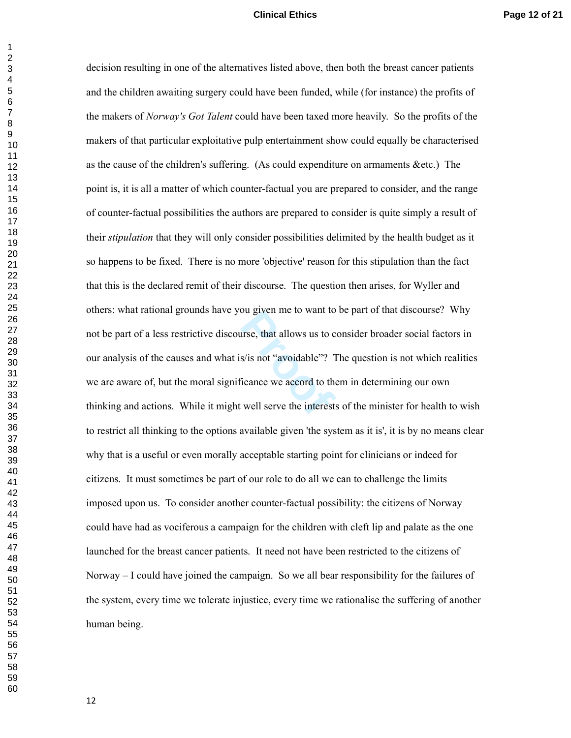decision resulting in one of the alternatives listed above, then both the breast cancer patients and the children awaiting surgery could have been funded, while (for instance) the profits of the makers of *Norway's Got Talent* could have been taxed more heavily. So the profits of the makers of that particular exploitative pulp entertainment show could equally be characterised as the cause of the children's suffering. (As could expenditure on armaments &etc.) The point is, it is all a matter of which counter-factual you are prepared to consider, and the range of counter-factual possibilities the authors are prepared to consider is quite simply a result of their *stipulation* that they will only consider possibilities delimited by the health budget as it so happens to be fixed. There is no more 'objective' reason for this stipulation than the fact that this is the declared remit of their discourse. The question then arises, for Wyller and others: what rational grounds have you given me to want to be part of that discourse? Why not be part of a less restrictive discourse, that allows us to consider broader social factors in our analysis of the causes and what is/is not "avoidable"? The question is not which realities we are aware of, but the moral significance we accord to them in determining our own thinking and actions. While it might well serve the interests of the minister for health to wish to restrict all thinking to the options available given 'the system as it is', it is by no means clear why that is a useful or even morally acceptable starting point for clinicians or indeed for citizens. It must sometimes be part of our role to do all we can to challenge the limits imposed upon us. To consider another counter-factual possibility: the citizens of Norway could have had as vociferous a campaign for the children with cleft lip and palate as the one launched for the breast cancer patients. It need not have been restricted to the citizens of Norway – I could have joined the campaign. So we all bear responsibility for the failures of the system, every time we tolerate injustice, every time we rationalise the suffering of another human being.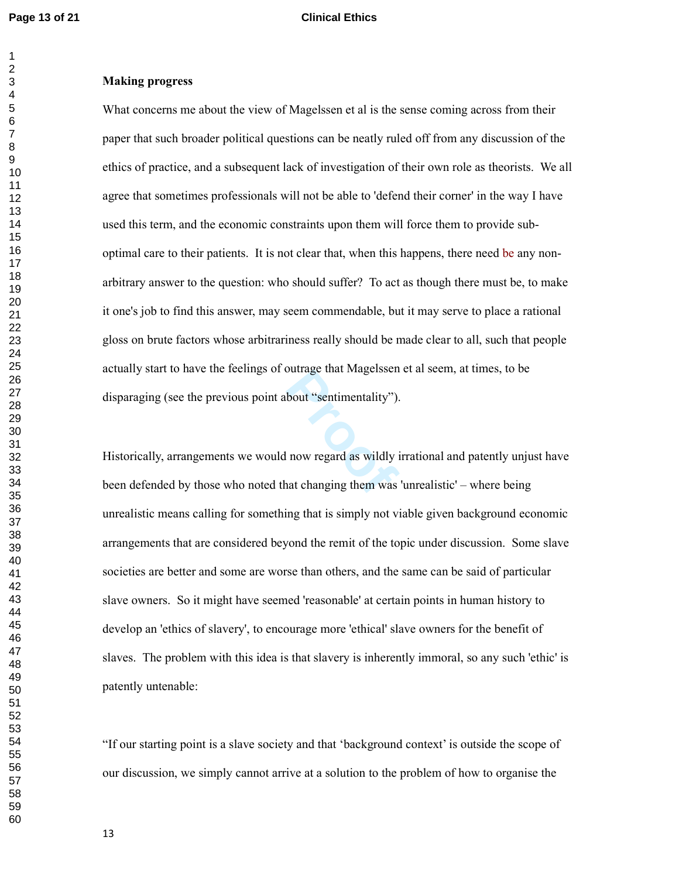**Making progress**

What concerns me about the view of Magelssen et al is the sense coming across from their paper that such broader political questions can be neatly ruled off from any discussion of the ethics of practice, and a subsequent lack of investigation of their own role as theorists. We all agree that sometimes professionals will not be able to 'defend their corner' in the way I have used this term, and the economic constraints upon them will force them to provide sub-optimal care to their patients. It is not clear that, when this happens, there need be any non-arbitrary answer to the question: who should suffer? To act as though there must be, to make it one's job to find this answer, may seem commendable, but it may serve to place a rational gloss on brute factors whose arbitrariness really should be made clear to all, such that people actually start to have the feelings of outrage that Magelssen et al seem, at times, to be disparaging (see the previous point about "sentimentality").

Historically, arrangements we would now regard as wildly irrational and patently unjust have been defended by those who noted that changing them was 'unrealistic' – where being unrealistic means calling for something that is simply not viable given background economic arrangements that are considered beyond the remit of the topic under discussion. Some slave societies are better and some are worse than others, and the same can be said of particular slave owners. So it might have seemed 'reasonable' at certain points in human history to develop an 'ethics of slavery', to encourage more 'ethical' slave owners for the benefit of slaves. The problem with this idea is that slavery is inherently immoral, so any such 'ethic' is patently untenable:

"If our starting point is a slave society and that 'background context' is outside the scope of our discussion, we simply cannot arrive at a solution to the problem of how to organise the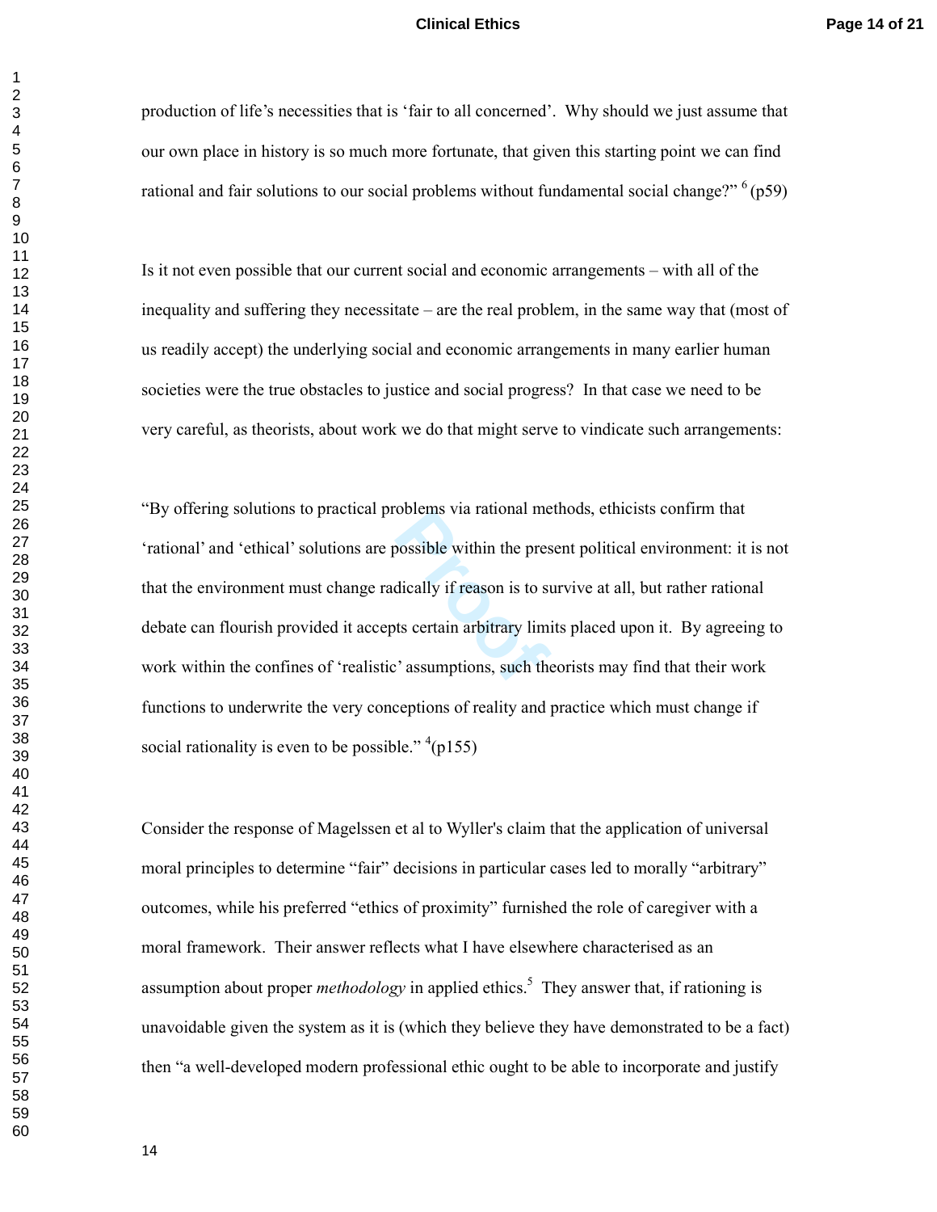production of life's necessities that is 'fair to all concerned'. Why should we just assume that our own place in history is so much more fortunate, that given this starting point we can find rational and fair solutions to our social problems without fundamental social change?" [6] (p59)

Is it not even possible that our current social and economic arrangements – with all of the inequality and suffering they necessitate – are the real problem, in the same way that (most of us readily accept) the underlying social and economic arrangements in many earlier human societies were the true obstacles to justice and social progress? In that case we need to be very careful, as theorists, about work we do that might serve to vindicate such arrangements:

"By offering solutions to practical problems via rational methods, ethicists confirm that 'rational' and 'ethical' solutions are possible within the present political environment: it is not that the environment must change radically if reason is to survive at all, but rather rational debate can flourish provided it accepts certain arbitrary limits placed upon it. By agreeing to work within the confines of 'realistic' assumptions, such theorists may find that their work functions to underwrite the very conceptions of reality and practice which must change if social rationality is even to be possible." [4](p155)

Consider the response of Magelssen et al to Wyller's claim that the application of universal moral principles to determine "fair" decisions in particular cases led to morally "arbitrary" outcomes, while his preferred "ethics of proximity" furnished the role of caregiver with a moral framework. Their answer reflects what I have elsewhere characterised as an assumption about proper *methodology* in applied ethics.[5] They answer that, if rationing is unavoidable given the system as it is (which they believe they have demonstrated to be a fact) then "a well-developed modern professional ethic ought to be able to incorporate and justify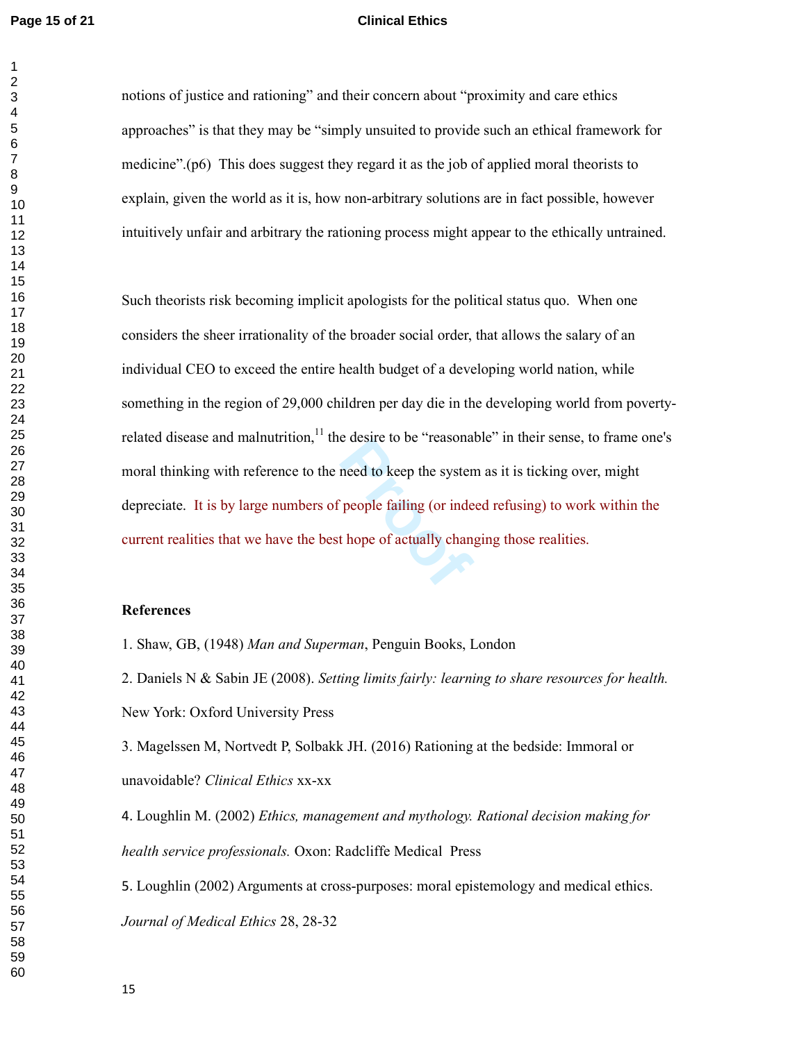notions of justice and rationing" and their concern about "proximity and care ethics approaches" is that they may be "simply unsuited to provide such an ethical framework for medicine".(p6) This does suggest they regard it as the job of applied moral theorists to explain, given the world as it is, how non-arbitrary solutions are in fact possible, however intuitively unfair and arbitrary the rationing process might appear to the ethically untrained.

Such theorists risk becoming implicit apologists for the political status quo. When one considers the sheer irrationality of the broader social order, that allows the salary of an individual CEO to exceed the entire health budget of a developing world nation, while something in the region of 29,000 children per day die in the developing world from poverty-related disease and malnutrition,[11] the desire to be "reasonable" in their sense, to frame one's moral thinking with reference to the need to keep the system as it is ticking over, might depreciate. It is by large numbers of people failing (or indeed refusing) to work within the current realities that we have the best hope of actually changing those realities.

## References

1. Shaw, GB, (1948) *Man and Superman*, Penguin Books, London
2. Daniels N & Sabin JE (2008). *Setting limits fairly: learning to share resources for health.* New York: Oxford University Press
3. Magelssen M, Nortvedt P, Solbakk JH. (2016) Rationing at the bedside: Immoral or unavoidable? *Clinical Ethics* xx-xx
4. Loughlin M. (2002) *Ethics, management and mythology. Rational decision making for health service professionals.* Oxon: Radcliffe Medical Press
5. Loughlin (2002) Arguments at cross-purposes: moral epistemology and medical ethics. *Journal of Medical Ethics* 28, 28-32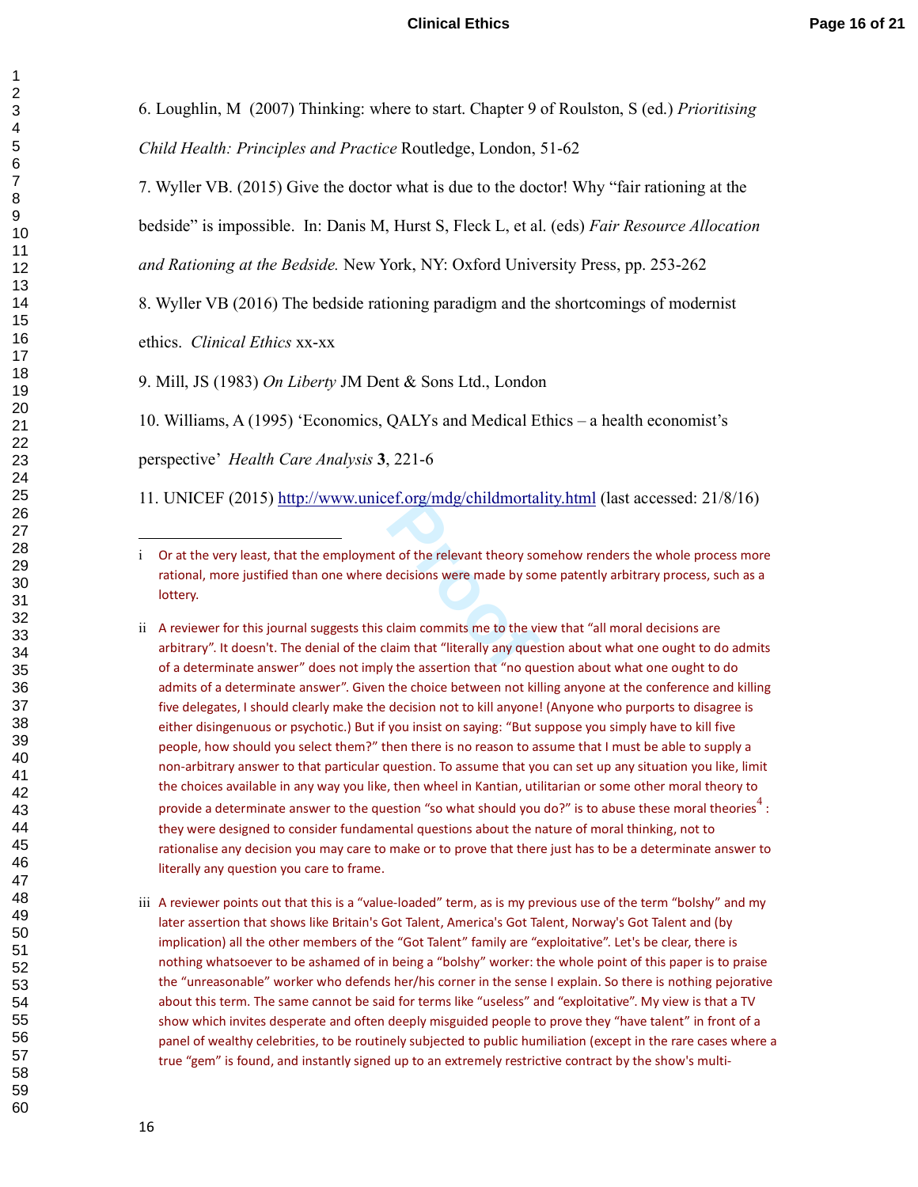6. Loughlin, M (2007) Thinking: where to start. Chapter 9 of Roulston, S (ed.) *Prioritising Child Health: Principles and Practice* Routledge, London, 51-62

7. Wyller VB. (2015) Give the doctor what is due to the doctor! Why "fair rationing at the bedside" is impossible. In: Danis M, Hurst S, Fleck L, et al. (eds) *Fair Resource Allocation and Rationing at the Bedside.* New York, NY: Oxford University Press, pp. 253-262

8. Wyller VB (2016) The bedside rationing paradigm and the shortcomings of modernist ethics. *Clinical Ethics* xx-xx

9. Mill, JS (1983) *On Liberty* JM Dent & Sons Ltd., London

10. Williams, A (1995) 'Economics, QALYs and Medical Ethics – a health economist's perspective' *Health Care Analysis* **3**, 221-6

11. UNICEF (2015) http://www.unicef.org/mdg/childmortality.html (last accessed: 21/8/16)

---

i Or at the very least, that the employment of the relevant theory somehow renders the whole process more rational, more justified than one where decisions were made by some patently arbitrary process, such as a lottery.

ii A reviewer for this journal suggests this claim commits me to the view that "all moral decisions are arbitrary". It doesn't. The denial of the claim that "literally any question about what one ought to do admits of a determinate answer" does not imply the assertion that "no question about what one ought to do admits of a determinate answer". Given the choice between not killing anyone at the conference and killing five delegates, I should clearly make the decision not to kill anyone! (Anyone who purports to disagree is either disingenuous or psychotic.) But if you insist on saying: "But suppose you simply have to kill five people, how should you select them?" then there is no reason to assume that I must be able to supply a non-arbitrary answer to that particular question. To assume that you can set up any situation you like, limit the choices available in any way you like, then wheel in Kantian, utilitarian or some other moral theory to provide a determinate answer to the question "so what should you do?" is to abuse these moral theories[4]: they were designed to consider fundamental questions about the nature of moral thinking, not to rationalise any decision you may care to make or to prove that there just has to be a determinate answer to literally any question you care to frame.

iii A reviewer points out that this is a "value-loaded" term, as is my previous use of the term "bolshy" and my later assertion that shows like Britain's Got Talent, America's Got Talent, Norway's Got Talent and (by implication) all the other members of the "Got Talent" family are "exploitative". Let's be clear, there is nothing whatsoever to be ashamed of in being a "bolshy" worker: the whole point of this paper is to praise the "unreasonable" worker who defends her/his corner in the sense I explain. So there is nothing pejorative about this term. The same cannot be said for terms like "useless" and "exploitative". My view is that a TV show which invites desperate and often deeply misguided people to prove they "have talent" in front of a panel of wealthy celebrities, to be routinely subjected to public humiliation (except in the rare cases where a true "gem" is found, and instantly signed up to an extremely restrictive contract by the show's multi-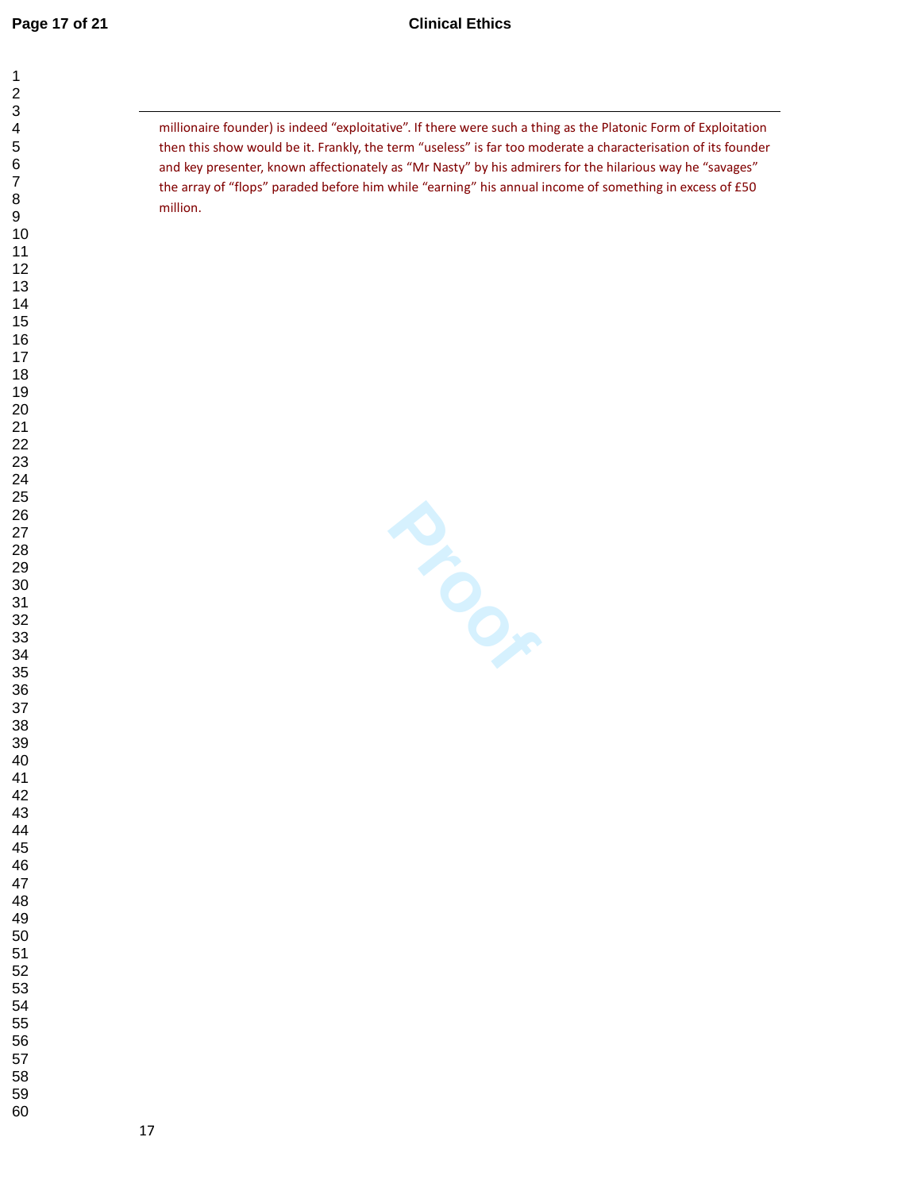millionaire founder) is indeed "exploitative". If there were such a thing as the Platonic Form of Exploitation then this show would be it. Frankly, the term "useless" is far too moderate a characterisation of its founder and key presenter, known affectionately as "Mr Nasty" by his admirers for the hilarious way he "savages" the array of "flops" paraded before him while "earning" his annual income of something in excess of £50 million.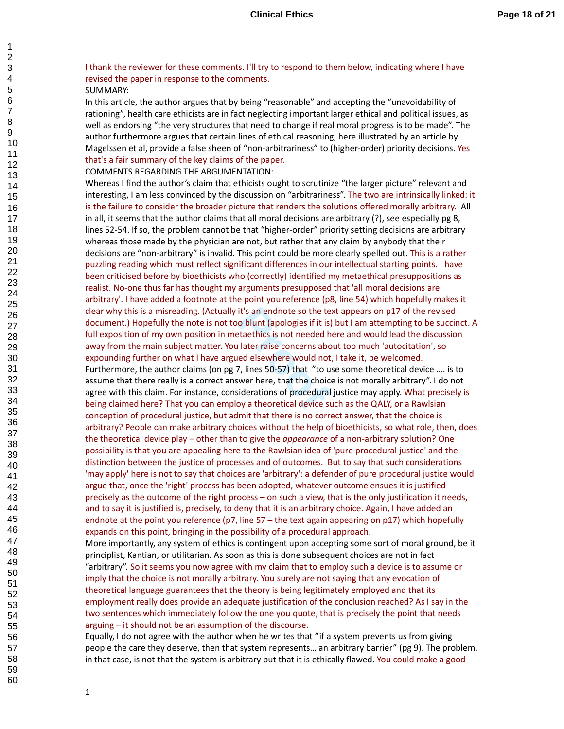I thank the reviewer for these comments. I'll try to respond to them below, indicating where I have revised the paper in response to the comments.

SUMMARY:

In this article, the author argues that by being "reasonable" and accepting the "unavoidability of rationing", health care ethicists are in fact neglecting important larger ethical and political issues, as well as endorsing "the very structures that need to change if real moral progress is to be made". The author furthermore argues that certain lines of ethical reasoning, here illustrated by an article by Magelssen et al, provide a false sheen of "non-arbitrariness" to (higher-order) priority decisions. Yes that's a fair summary of the key claims of the paper.

COMMENTS REGARDING THE ARGUMENTATION:

Whereas I find the author's claim that ethicists ought to scrutinize "the larger picture" relevant and interesting, I am less convinced by the discussion on "arbitrariness". The two are intrinsically linked: it is the failure to consider the broader picture that renders the solutions offered morally arbitrary. All in all, it seems that the author claims that all moral decisions are arbitrary (?), see especially pg 8, lines 52-54. If so, the problem cannot be that "higher-order" priority setting decisions are arbitrary whereas those made by the physician are not, but rather that any claim by anybody that their decisions are "non-arbitrary" is invalid. This point could be more clearly spelled out. This is a rather puzzling reading which must reflect significant differences in our intellectual starting points. I have been criticised before by bioethicists who (correctly) identified my metaethical presuppositions as realist. No-one thus far has thought my arguments presupposed that 'all moral decisions are arbitrary'. I have added a footnote at the point you reference (p8, line 54) which hopefully makes it clear why this is a misreading. (Actually it's an endnote so the text appears on p17 of the revised document.) Hopefully the note is not too blunt (apologies if it is) but I am attempting to be succinct. A full exposition of my own position in metaethics is not needed here and would lead the discussion away from the main subject matter. You later raise concerns about too much 'autocitation', so expounding further on what I have argued elsewhere would not, I take it, be welcomed.

Furthermore, the author claims (on pg 7, lines 50-57) that "to use some theoretical device …. is to assume that there really is a correct answer here, that the choice is not morally arbitrary". I do not agree with this claim. For instance, considerations of procedural justice may apply. What precisely is being claimed here? That you can employ a theoretical device such as the QALY, or a Rawlsian conception of procedural justice, but admit that there is no correct answer, that the choice is arbitrary? People can make arbitrary choices without the help of bioethicists, so what role, then, does the theoretical device play – other than to give the *appearance* of a non-arbitrary solution? One possibility is that you are appealing here to the Rawlsian idea of 'pure procedural justice' and the distinction between the justice of processes and of outcomes. But to say that such considerations 'may apply' here is not to say that choices are 'arbitrary': a defender of pure procedural justice would argue that, once the 'right' process has been adopted, whatever outcome ensues it is justified precisely as the outcome of the right process – on such a view, that is the only justification it needs, and to say it is justified is, precisely, to deny that it is an arbitrary choice. Again, I have added an endnote at the point you reference (p7, line 57 – the text again appearing on p17) which hopefully expands on this point, bringing in the possibility of a procedural approach.

More importantly, any system of ethics is contingent upon accepting some sort of moral ground, be it principlist, Kantian, or utilitarian. As soon as this is done subsequent choices are not in fact "arbitrary". So it seems you now agree with my claim that to employ such a device is to assume or imply that the choice is not morally arbitrary. You surely are not saying that any evocation of theoretical language guarantees that the theory is being legitimately employed and that its employment really does provide an adequate justification of the conclusion reached? As I say in the two sentences which immediately follow the one you quote, that is precisely the point that needs arguing – it should not be an assumption of the discourse.

Equally, I do not agree with the author when he writes that "if a system prevents us from giving people the care they deserve, then that system represents… an arbitrary barrier" (pg 9). The problem, in that case, is not that the system is arbitrary but that it is ethically flawed. You could make a good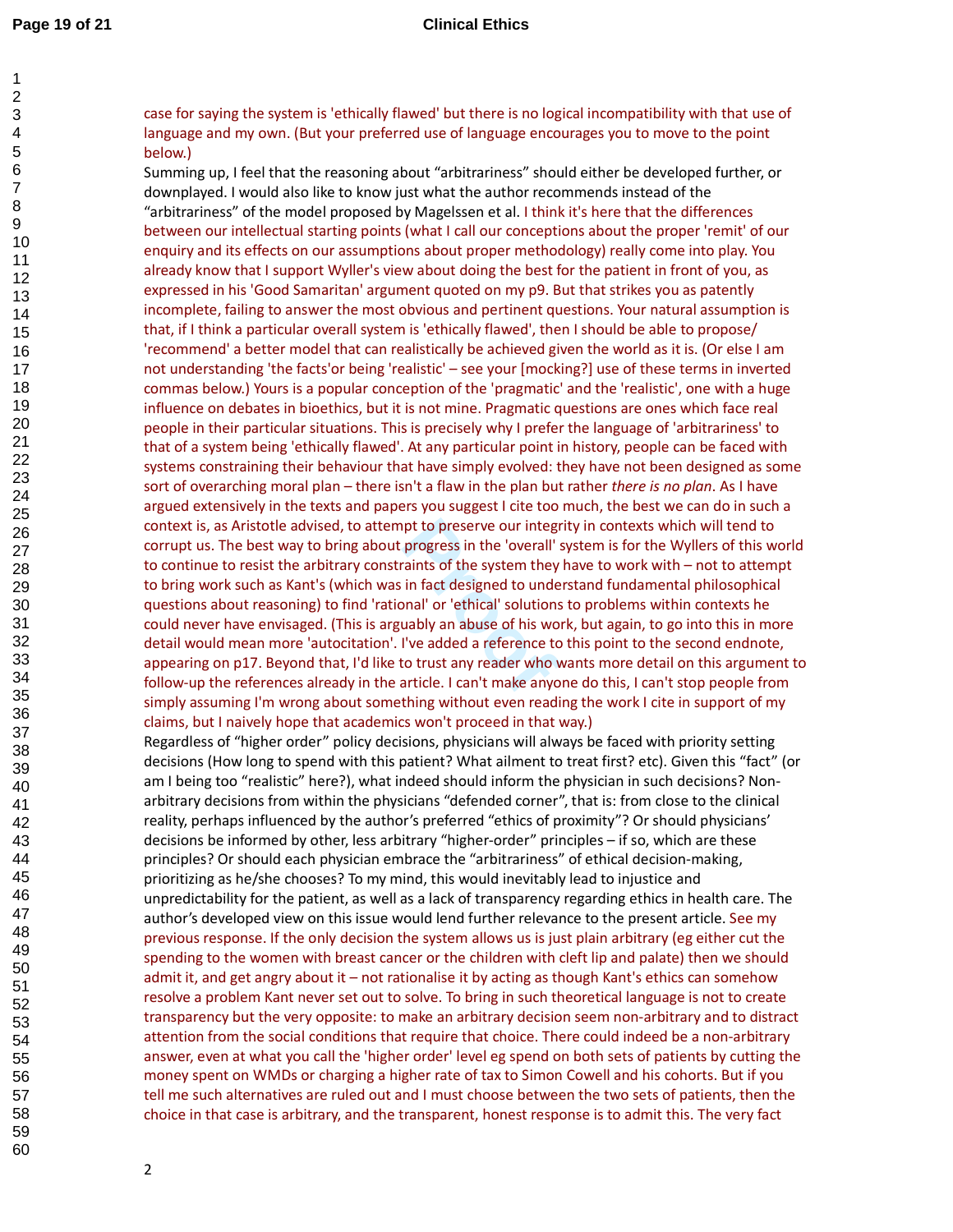case for saying the system is 'ethically flawed' but there is no logical incompatibility with that use of language and my own. (But your preferred use of language encourages you to move to the point below.)

Summing up, I feel that the reasoning about "arbitrariness" should either be developed further, or downplayed. I would also like to know just what the author recommends instead of the "arbitrariness" of the model proposed by Magelssen et al. I think it's here that the differences between our intellectual starting points (what I call our conceptions about the proper 'remit' of our enquiry and its effects on our assumptions about proper methodology) really come into play. You already know that I support Wyller's view about doing the best for the patient in front of you, as expressed in his 'Good Samaritan' argument quoted on my p9. But that strikes you as patently incomplete, failing to answer the most obvious and pertinent questions. Your natural assumption is that, if I think a particular overall system is 'ethically flawed', then I should be able to propose/ 'recommend' a better model that can realistically be achieved given the world as it is. (Or else I am not understanding 'the facts'or being 'realistic' – see your [mocking?] use of these terms in inverted commas below.) Yours is a popular conception of the 'pragmatic' and the 'realistic', one with a huge influence on debates in bioethics, but it is not mine. Pragmatic questions are ones which face real people in their particular situations. This is precisely why I prefer the language of 'arbitrariness' to that of a system being 'ethically flawed'. At any particular point in history, people can be faced with systems constraining their behaviour that have simply evolved: they have not been designed as some sort of overarching moral plan – there isn't a flaw in the plan but rather *there is no plan*. As I have argued extensively in the texts and papers you suggest I cite too much, the best we can do in such a context is, as Aristotle advised, to attempt to preserve our integrity in contexts which will tend to corrupt us. The best way to bring about progress in the 'overall' system is for the Wyllers of this world to continue to resist the arbitrary constraints of the system they have to work with – not to attempt to bring work such as Kant's (which was in fact designed to understand fundamental philosophical questions about reasoning) to find 'rational' or 'ethical' solutions to problems within contexts he could never have envisaged. (This is arguably an abuse of his work, but again, to go into this in more detail would mean more 'autocitation'. I've added a reference to this point to the second endnote, appearing on p17. Beyond that, I'd like to trust any reader who wants more detail on this argument to follow-up the references already in the article. I can't make anyone do this, I can't stop people from simply assuming I'm wrong about something without even reading the work I cite in support of my claims, but I naively hope that academics won't proceed in that way.)

Regardless of "higher order" policy decisions, physicians will always be faced with priority setting decisions (How long to spend with this patient? What ailment to treat first? etc). Given this "fact" (or am I being too "realistic" here?), what indeed should inform the physician in such decisions? Non-arbitrary decisions from within the physicians "defended corner", that is: from close to the clinical reality, perhaps influenced by the author's preferred "ethics of proximity"? Or should physicians' decisions be informed by other, less arbitrary "higher-order" principles – if so, which are these principles? Or should each physician embrace the "arbitrariness" of ethical decision-making, prioritizing as he/she chooses? To my mind, this would inevitably lead to injustice and unpredictability for the patient, as well as a lack of transparency regarding ethics in health care. The author's developed view on this issue would lend further relevance to the present article. See my previous response. If the only decision the system allows us is just plain arbitrary (eg either cut the spending to the women with breast cancer or the children with cleft lip and palate) then we should admit it, and get angry about it – not rationalise it by acting as though Kant's ethics can somehow resolve a problem Kant never set out to solve. To bring in such theoretical language is not to create transparency but the very opposite: to make an arbitrary decision seem non-arbitrary and to distract attention from the social conditions that require that choice. There could indeed be a non-arbitrary answer, even at what you call the 'higher order' level eg spend on both sets of patients by cutting the money spent on WMDs or charging a higher rate of tax to Simon Cowell and his cohorts. But if you tell me such alternatives are ruled out and I must choose between the two sets of patients, then the choice in that case is arbitrary, and the transparent, honest response is to admit this. The very fact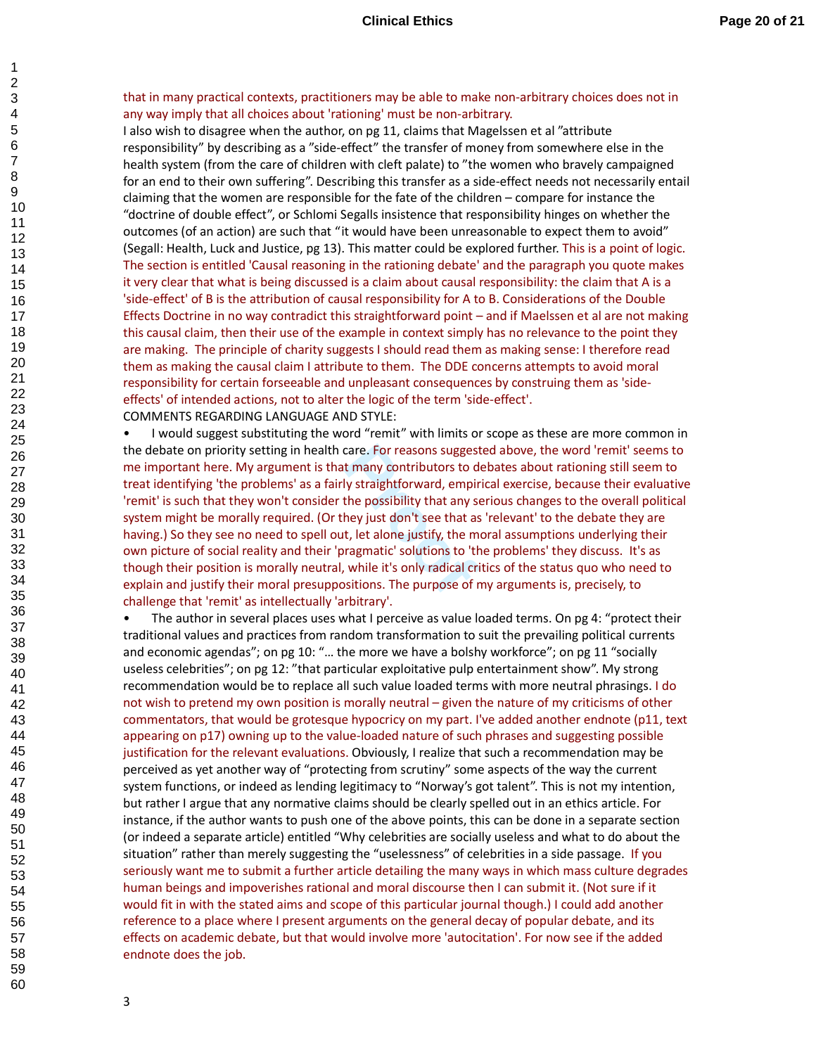that in many practical contexts, practitioners may be able to make non-arbitrary choices does not in any way imply that all choices about 'rationing' must be non-arbitrary.

I also wish to disagree when the author, on pg 11, claims that Magelssen et al ”attribute responsibility” by describing as a ”side-effect” the transfer of money from somewhere else in the health system (from the care of children with cleft palate) to ”the women who bravely campaigned for an end to their own suffering”. Describing this transfer as a side-effect needs not necessarily entail claiming that the women are responsible for the fate of the children – compare for instance the “doctrine of double effect”, or Schlomi Segalls insistence that responsibility hinges on whether the outcomes (of an action) are such that “it would have been unreasonable to expect them to avoid” (Segall: Health, Luck and Justice, pg 13). This matter could be explored further. This is a point of logic. The section is entitled 'Causal reasoning in the rationing debate' and the paragraph you quote makes it very clear that what is being discussed is a claim about causal responsibility: the claim that A is a 'side-effect' of B is the attribution of causal responsibility for A to B. Considerations of the Double Effects Doctrine in no way contradict this straightforward point – and if Maelssen et al are not making this causal claim, then their use of the example in context simply has no relevance to the point they are making. The principle of charity suggests I should read them as making sense: I therefore read them as making the causal claim I attribute to them. The DDE concerns attempts to avoid moral responsibility for certain forseeable and unpleasant consequences by construing them as 'side-effects' of intended actions, not to alter the logic of the term 'side-effect'.

COMMENTS REGARDING LANGUAGE AND STYLE:

- I would suggest substituting the word “remit” with limits or scope as these are more common in the debate on priority setting in health care. For reasons suggested above, the word 'remit' seems to me important here. My argument is that many contributors to debates about rationing still seem to treat identifying 'the problems' as a fairly straightforward, empirical exercise, because their evaluative 'remit' is such that they won't consider the possibility that any serious changes to the overall political system might be morally required. (Or they just don't see that as 'relevant' to the debate they are having.) So they see no need to spell out, let alone justify, the moral assumptions underlying their own picture of social reality and their 'pragmatic' solutions to 'the problems' they discuss. It's as though their position is morally neutral, while it's only radical critics of the status quo who need to explain and justify their moral presuppositions. The purpose of my arguments is, precisely, to challenge that 'remit' as intellectually 'arbitrary'.
- The author in several places uses what I perceive as value loaded terms. On pg 4: “protect their traditional values and practices from random transformation to suit the prevailing political currents and economic agendas”; on pg 10: “… the more we have a bolshy workforce”; on pg 11 “socially useless celebrities”; on pg 12: ”that particular exploitative pulp entertainment show”. My strong recommendation would be to replace all such value loaded terms with more neutral phrasings. I do not wish to pretend my own position is morally neutral – given the nature of my criticisms of other commentators, that would be grotesque hypocrisy on my part. I've added another endnote (p11, text appearing on p17) owning up to the value-loaded nature of such phrases and suggesting possible justification for the relevant evaluations. Obviously, I realize that such a recommendation may be perceived as yet another way of “protecting from scrutiny” some aspects of the way the current system functions, or indeed as lending legitimacy to “Norway’s got talent”. This is not my intention, but rather I argue that any normative claims should be clearly spelled out in an ethics article. For instance, if the author wants to push one of the above points, this can be done in a separate section (or indeed a separate article) entitled “Why celebrities are socially useless and what to do about the situation” rather than merely suggesting the “uselessness” of celebrities in a side passage. If you seriously want me to submit a further article detailing the many ways in which mass culture degrades human beings and impoverishes rational and moral discourse then I can submit it. (Not sure if it would fit in with the stated aims and scope of this particular journal though.) I could add another reference to a place where I present arguments on the general decay of popular debate, and its effects on academic debate, but that would involve more 'autocitation'. For now see if the added endnote does the job.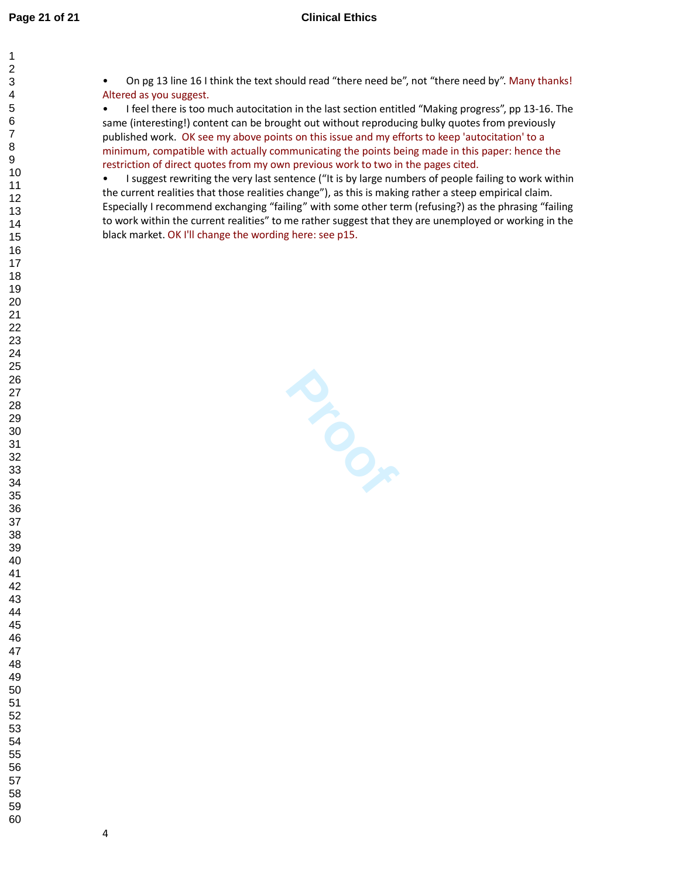- On pg 13 line 16 I think the text should read “there need be”, not “there need by”. Many thanks! Altered as you suggest.
- I feel there is too much autocitation in the last section entitled “Making progress”, pp 13-16. The same (interesting!) content can be brought out without reproducing bulky quotes from previously published work. OK see my above points on this issue and my efforts to keep 'autocitation' to a minimum, compatible with actually communicating the points being made in this paper: hence the restriction of direct quotes from my own previous work to two in the pages cited.
- I suggest rewriting the very last sentence (“It is by large numbers of people failing to work within the current realities that those realities change”), as this is making rather a steep empirical claim. Especially I recommend exchanging “failing” with some other term (refusing?) as the phrasing “failing to work within the current realities” to me rather suggest that they are unemployed or working in the black market. OK I'll change the wording here: see p15.